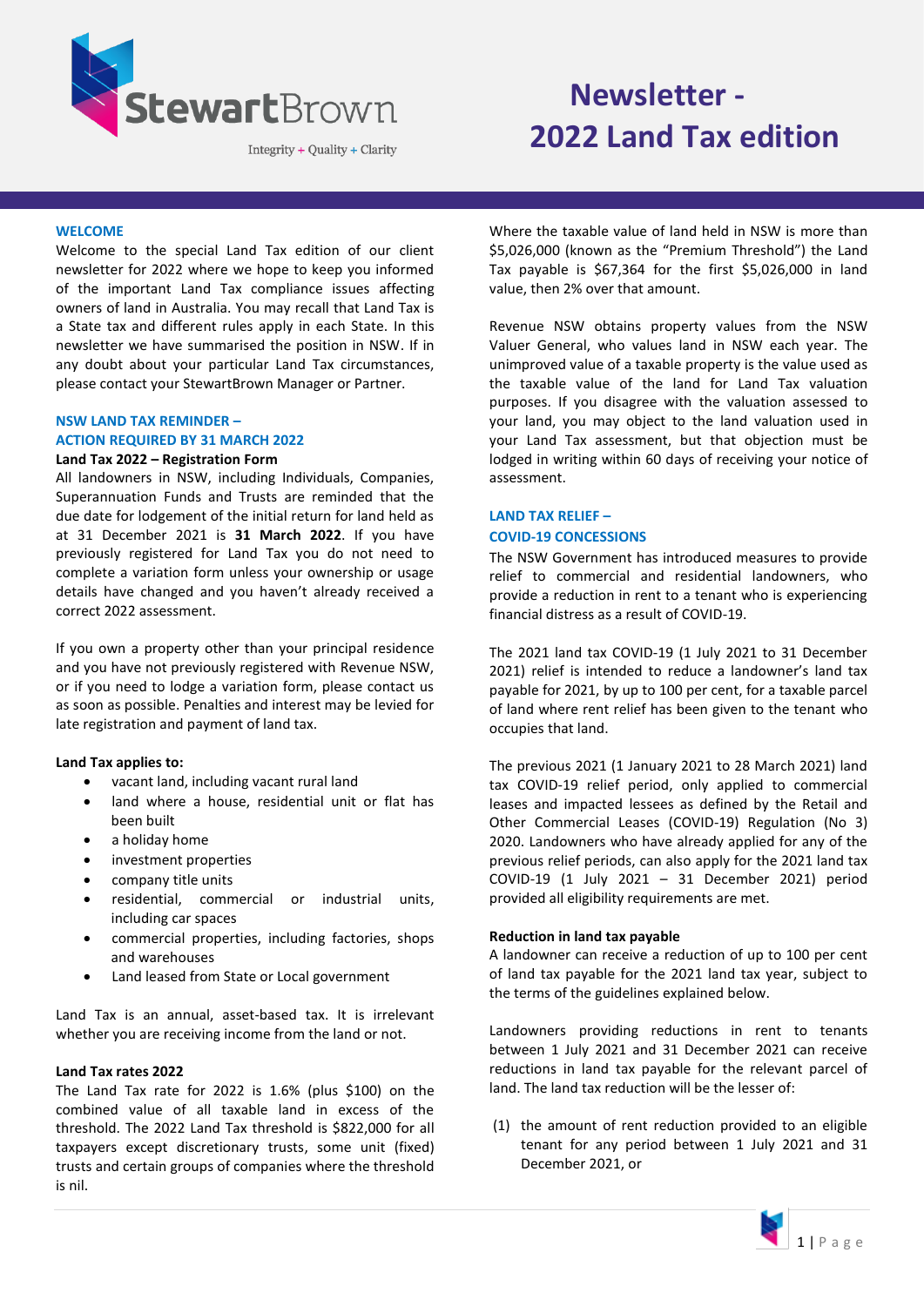# Newsletter - 2022 Land Tax edition

StewartBrown

Integrity + Quality + Clarity

## WELCOME

Welcome to the special Land Tax edition of our client newsletter for 2022 where we hope to keep you informed of the important Land Tax compliance issues affecting owners of land in Australia. You may recall that Land Tax is a State tax and different rules apply in each State. In this newsletter we have summarised the position in NSW. If in any doubt about your particular Land Tax circumstances, please contact your StewartBrown Manager or Partner.

## NSW LAND TAX REMINDER – ACTION REQUIRED BY 31 MARCH 2022

### Land Tax 2022 – Registration Form

All landowners in NSW, including Individuals, Companies, Superannuation Funds and Trusts are reminded that the due date for lodgement of the initial return for land held as at 31 December 2021 is **31 March 2022**. If you have previously registered for Land Tax you do not need to complete a variation form unless your ownership or usage details have changed and you haven't already received a correct 2022 assessment.

If you own a property other than your principal residence and you have not previously registered with Revenue NSW, or if you need to lodge a variation form, please contact us as soon as possible. Penalties and interest may be levied for late registration and payment of land tax.

### Land Tax applies to:

- vacant land, including vacant rural land
- land where a house, residential unit or flat has been built
- a holiday home
- investment properties
- company title units
- residential, commercial or industrial units, including car spaces
- commercial properties, including factories, shops and warehouses
- Land leased from State or Local government

Land Tax is an annual, asset-based tax. It is irrelevant whether you are receiving income from the land or not.

### Land Tax rates 2022

The Land Tax rate for 2022 is 1.6% (plus $100) on the combined value of all taxable land in excess of the threshold. The 2022 Land Tax threshold is $822,000 for all taxpayers except discretionary trusts, some unit (fixed) trusts and certain groups of companies where the threshold is nil.

Where the taxable value of land held in NSW is more than $5,026,000 (known as the "Premium Threshold") the Land Tax payable is $67,364 for the first $5,026,000 in land value, then 2% over that amount.

Revenue NSW obtains property values from the NSW Valuer General, who values land in NSW each year. The unimproved value of a taxable property is the value used as the taxable value of the land for Land Tax valuation purposes. If you disagree with the valuation assessed to your land, you may object to the land valuation used in your Land Tax assessment, but that objection must be lodged in writing within 60 days of receiving your notice of assessment.

## LAND TAX RELIEF – COVID-19 CONCESSIONS

The NSW Government has introduced measures to provide relief to commercial and residential landowners, who provide a reduction in rent to a tenant who is experiencing financial distress as a result of COVID-19.

The 2021 land tax COVID-19 (1 July 2021 to 31 December 2021) relief is intended to reduce a landowner's land tax payable for 2021, by up to 100 per cent, for a taxable parcel of land where rent relief has been given to the tenant who occupies that land.

The previous 2021 (1 January 2021 to 28 March 2021) land tax COVID-19 relief period, only applied to commercial leases and impacted lessees as defined by the Retail and Other Commercial Leases (COVID-19) Regulation (No 3) 2020. Landowners who have already applied for any of the previous relief periods, can also apply for the 2021 land tax COVID-19 (1 July 2021 – 31 December 2021) period provided all eligibility requirements are met.

### Reduction in land tax payable

A landowner can receive a reduction of up to 100 per cent of land tax payable for the 2021 land tax year, subject to the terms of the guidelines explained below.

Landowners providing reductions in rent to tenants between 1 July 2021 and 31 December 2021 can receive reductions in land tax payable for the relevant parcel of land. The land tax reduction will be the lesser of:

(1) the amount of rent reduction provided to an eligible tenant for any period between 1 July 2021 and 31 December 2021, or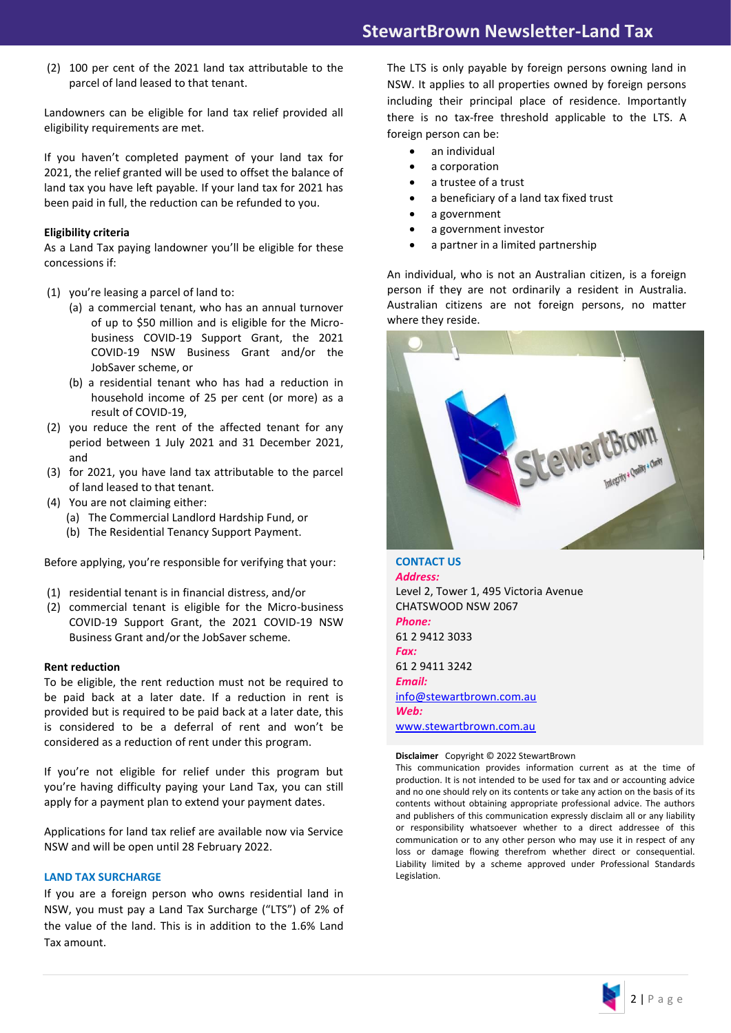(2) 100 per cent of the 2021 land tax attributable to the parcel of land leased to that tenant.

Landowners can be eligible for land tax relief provided all eligibility requirements are met.

If you haven't completed payment of your land tax for 2021, the relief granted will be used to offset the balance of land tax you have left payable. If your land tax for 2021 has been paid in full, the reduction can be refunded to you.

**Eligibility criteria**

As a Land Tax paying landowner you'll be eligible for these concessions if:

(1) you're leasing a parcel of land to:
  (a) a commercial tenant, who has an annual turnover of up to $50 million and is eligible for the Micro-business COVID-19 Support Grant, the 2021 COVID-19 NSW Business Grant and/or the JobSaver scheme, or
  (b) a residential tenant who has had a reduction in household income of 25 per cent (or more) as a result of COVID-19,
(2) you reduce the rent of the affected tenant for any period between 1 July 2021 and 31 December 2021, and
(3) for 2021, you have land tax attributable to the parcel of land leased to that tenant.
(4) You are not claiming either:
  (a) The Commercial Landlord Hardship Fund, or
  (b) The Residential Tenancy Support Payment.

Before applying, you're responsible for verifying that your:

(1) residential tenant is in financial distress, and/or
(2) commercial tenant is eligible for the Micro-business COVID-19 Support Grant, the 2021 COVID-19 NSW Business Grant and/or the JobSaver scheme.

**Rent reduction**

To be eligible, the rent reduction must not be required to be paid back at a later date. If a reduction in rent is provided but is required to be paid back at a later date, this is considered to be a deferral of rent and won't be considered as a reduction of rent under this program.

If you're not eligible for relief under this program but you're having difficulty paying your Land Tax, you can still apply for a payment plan to extend your payment dates.

Applications for land tax relief are available now via Service NSW and will be open until 28 February 2022.

## LAND TAX SURCHARGE

If you are a foreign person who owns residential land in NSW, you must pay a Land Tax Surcharge ("LTS") of 2% of the value of the land. This is in addition to the 1.6% Land Tax amount.

The LTS is only payable by foreign persons owning land in NSW. It applies to all properties owned by foreign persons including their principal place of residence. Importantly there is no tax-free threshold applicable to the LTS. A foreign person can be:

- an individual
- a corporation
- a trustee of a trust
- a beneficiary of a land tax fixed trust
- a government
- a government investor
- a partner in a limited partnership

An individual, who is not an Australian citizen, is a foreign person if they are not ordinarily a resident in Australia. Australian citizens are not foreign persons, no matter where they reside.

**CONTACT US**

***Address:***
Level 2, Tower 1, 495 Victoria Avenue
CHATSWOOD NSW 2067

***Phone:***
61 2 9412 3033

***Fax:***
61 2 9411 3242

***Email:***
info@stewartbrown.com.au

***Web:***
www.stewartbrown.com.au

**Disclaimer** Copyright © 2022 StewartBrown

This communication provides information current as at the time of production. It is not intended to be used for tax and or accounting advice and no one should rely on its contents or take any action on the basis of its contents without obtaining appropriate professional advice. The authors and publishers of this communication expressly disclaim all or any liability or responsibility whatsoever whether to a direct addressee of this communication or to any other person who may use it in respect of any loss or damage flowing therefrom whether direct or consequential. Liability limited by a scheme approved under Professional Standards Legislation.